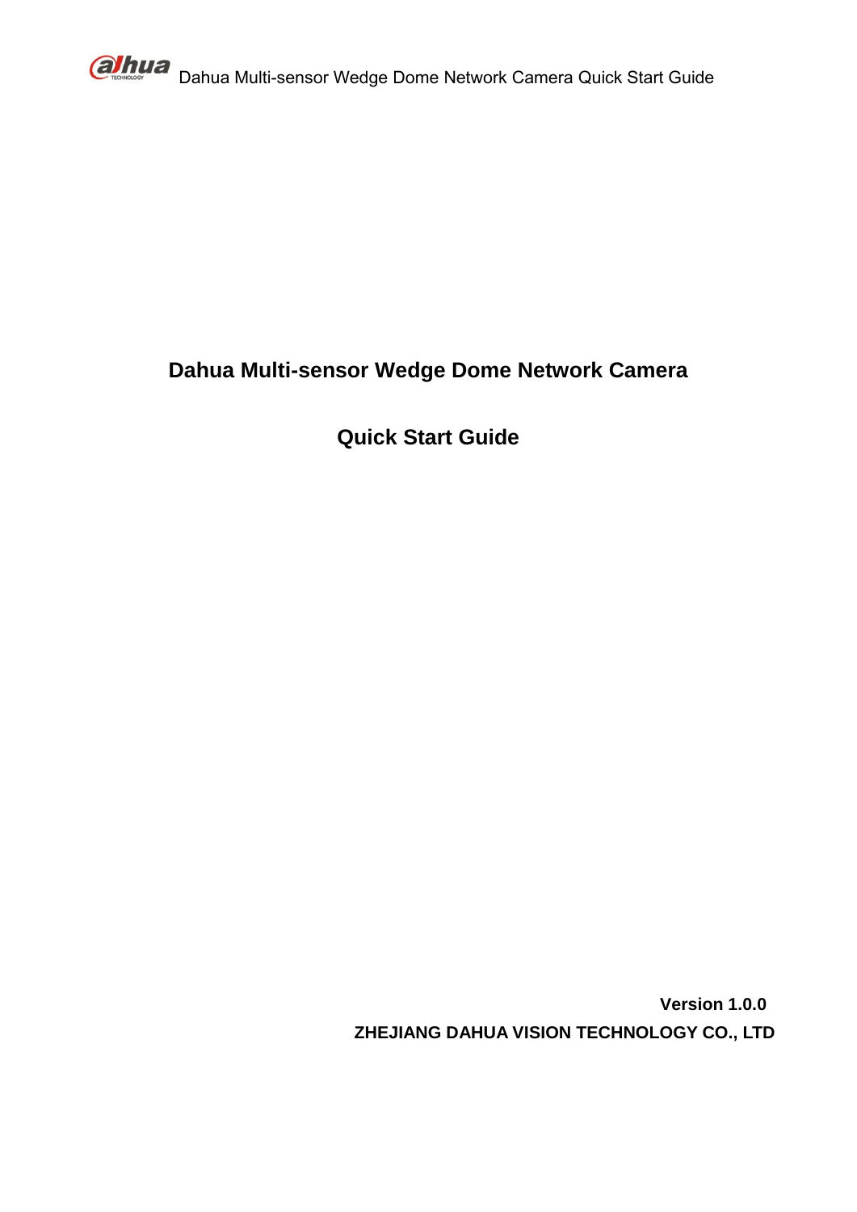# Dahua Multi-sensor Wedge Dome Network Camera

# Quick Start Guide

**Version 1.0.0**

**ZHEJIANG DAHUA VISION TECHNOLOGY CO., LTD**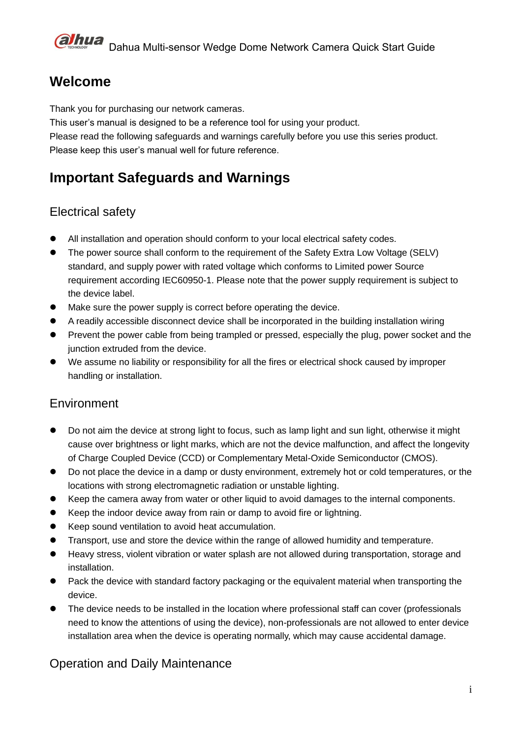# Welcome

Thank you for purchasing our network cameras.
This user's manual is designed to be a reference tool for using your product.
Please read the following safeguards and warnings carefully before you use this series product.
Please keep this user's manual well for future reference.

# Important Safeguards and Warnings

## Electrical safety

- All installation and operation should conform to your local electrical safety codes.
- The power source shall conform to the requirement of the Safety Extra Low Voltage (SELV) standard, and supply power with rated voltage which conforms to Limited power Source requirement according IEC60950-1. Please note that the power supply requirement is subject to the device label.
- Make sure the power supply is correct before operating the device.
- A readily accessible disconnect device shall be incorporated in the building installation wiring
- Prevent the power cable from being trampled or pressed, especially the plug, power socket and the junction extruded from the device.
- We assume no liability or responsibility for all the fires or electrical shock caused by improper handling or installation.

## Environment

- Do not aim the device at strong light to focus, such as lamp light and sun light, otherwise it might cause over brightness or light marks, which are not the device malfunction, and affect the longevity of Charge Coupled Device (CCD) or Complementary Metal-Oxide Semiconductor (CMOS).
- Do not place the device in a damp or dusty environment, extremely hot or cold temperatures, or the locations with strong electromagnetic radiation or unstable lighting.
- Keep the camera away from water or other liquid to avoid damages to the internal components.
- Keep the indoor device away from rain or damp to avoid fire or lightning.
- Keep sound ventilation to avoid heat accumulation.
- Transport, use and store the device within the range of allowed humidity and temperature.
- Heavy stress, violent vibration or water splash are not allowed during transportation, storage and installation.
- Pack the device with standard factory packaging or the equivalent material when transporting the device.
- The device needs to be installed in the location where professional staff can cover (professionals need to know the attentions of using the device), non-professionals are not allowed to enter device installation area when the device is operating normally, which may cause accidental damage.

## Operation and Daily Maintenance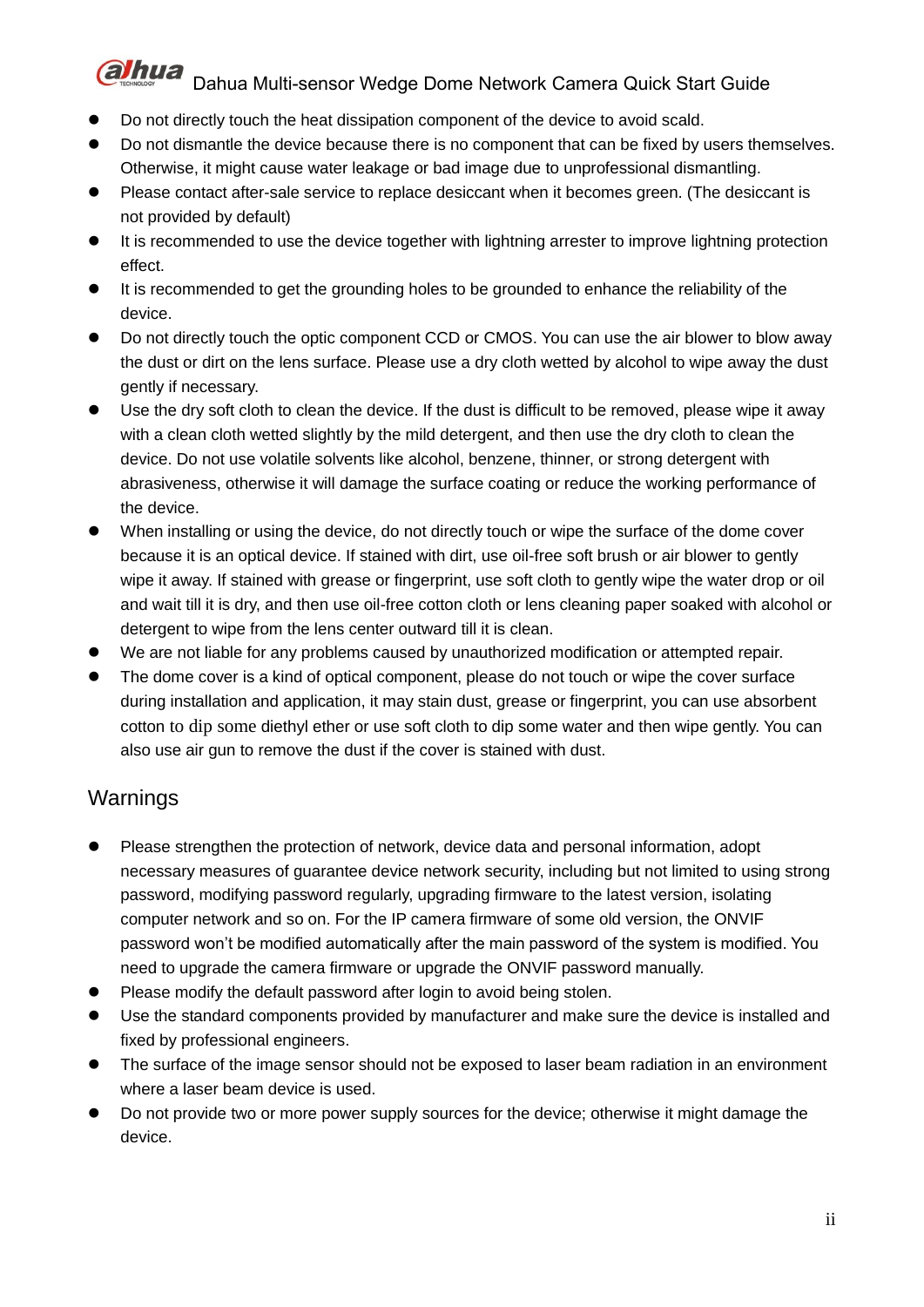- Do not directly touch the heat dissipation component of the device to avoid scald.
- Do not dismantle the device because there is no component that can be fixed by users themselves. Otherwise, it might cause water leakage or bad image due to unprofessional dismantling.
- Please contact after-sale service to replace desiccant when it becomes green. (The desiccant is not provided by default)
- It is recommended to use the device together with lightning arrester to improve lightning protection effect.
- It is recommended to get the grounding holes to be grounded to enhance the reliability of the device.
- Do not directly touch the optic component CCD or CMOS. You can use the air blower to blow away the dust or dirt on the lens surface. Please use a dry cloth wetted by alcohol to wipe away the dust gently if necessary.
- Use the dry soft cloth to clean the device. If the dust is difficult to be removed, please wipe it away with a clean cloth wetted slightly by the mild detergent, and then use the dry cloth to clean the device. Do not use volatile solvents like alcohol, benzene, thinner, or strong detergent with abrasiveness, otherwise it will damage the surface coating or reduce the working performance of the device.
- When installing or using the device, do not directly touch or wipe the surface of the dome cover because it is an optical device. If stained with dirt, use oil-free soft brush or air blower to gently wipe it away. If stained with grease or fingerprint, use soft cloth to gently wipe the water drop or oil and wait till it is dry, and then use oil-free cotton cloth or lens cleaning paper soaked with alcohol or detergent to wipe from the lens center outward till it is clean.
- We are not liable for any problems caused by unauthorized modification or attempted repair.
- The dome cover is a kind of optical component, please do not touch or wipe the cover surface during installation and application, it may stain dust, grease or fingerprint, you can use absorbent cotton to dip some diethyl ether or use soft cloth to dip some water and then wipe gently. You can also use air gun to remove the dust if the cover is stained with dust.

## Warnings

- Please strengthen the protection of network, device data and personal information, adopt necessary measures of guarantee device network security, including but not limited to using strong password, modifying password regularly, upgrading firmware to the latest version, isolating computer network and so on. For the IP camera firmware of some old version, the ONVIF password won't be modified automatically after the main password of the system is modified. You need to upgrade the camera firmware or upgrade the ONVIF password manually.
- Please modify the default password after login to avoid being stolen.
- Use the standard components provided by manufacturer and make sure the device is installed and fixed by professional engineers.
- The surface of the image sensor should not be exposed to laser beam radiation in an environment where a laser beam device is used.
- Do not provide two or more power supply sources for the device; otherwise it might damage the device.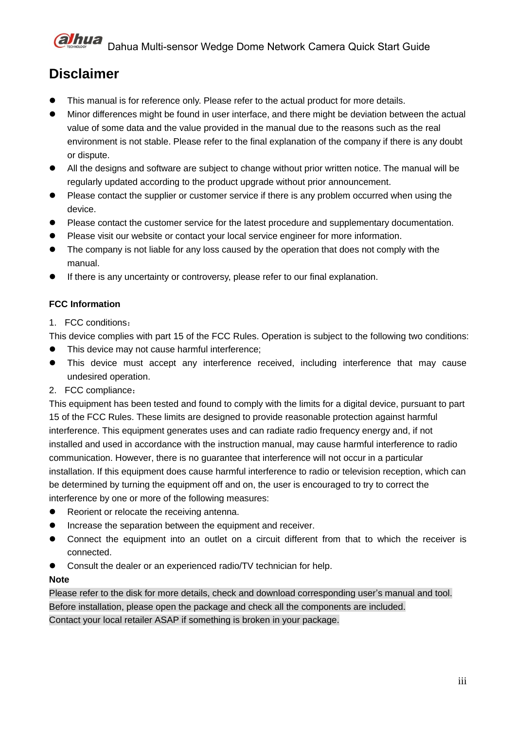# Disclaimer

- This manual is for reference only. Please refer to the actual product for more details.
- Minor differences might be found in user interface, and there might be deviation between the actual value of some data and the value provided in the manual due to the reasons such as the real environment is not stable. Please refer to the final explanation of the company if there is any doubt or dispute.
- All the designs and software are subject to change without prior written notice. The manual will be regularly updated according to the product upgrade without prior announcement.
- Please contact the supplier or customer service if there is any problem occurred when using the device.
- Please contact the customer service for the latest procedure and supplementary documentation.
- Please visit our website or contact your local service engineer for more information.
- The company is not liable for any loss caused by the operation that does not comply with the manual.
- If there is any uncertainty or controversy, please refer to our final explanation.

**FCC Information**

1. FCC conditions：

This device complies with part 15 of the FCC Rules. Operation is subject to the following two conditions:

- This device may not cause harmful interference;
- This device must accept any interference received, including interference that may cause undesired operation.

2. FCC compliance：

This equipment has been tested and found to comply with the limits for a digital device, pursuant to part 15 of the FCC Rules. These limits are designed to provide reasonable protection against harmful interference. This equipment generates uses and can radiate radio frequency energy and, if not installed and used in accordance with the instruction manual, may cause harmful interference to radio communication. However, there is no guarantee that interference will not occur in a particular installation. If this equipment does cause harmful interference to radio or television reception, which can be determined by turning the equipment off and on, the user is encouraged to try to correct the interference by one or more of the following measures:

- Reorient or relocate the receiving antenna.
- Increase the separation between the equipment and receiver.
- Connect the equipment into an outlet on a circuit different from that to which the receiver is connected.
- Consult the dealer or an experienced radio/TV technician for help.

**Note**

Please refer to the disk for more details, check and download corresponding user's manual and tool.
Before installation, please open the package and check all the components are included.
Contact your local retailer ASAP if something is broken in your package.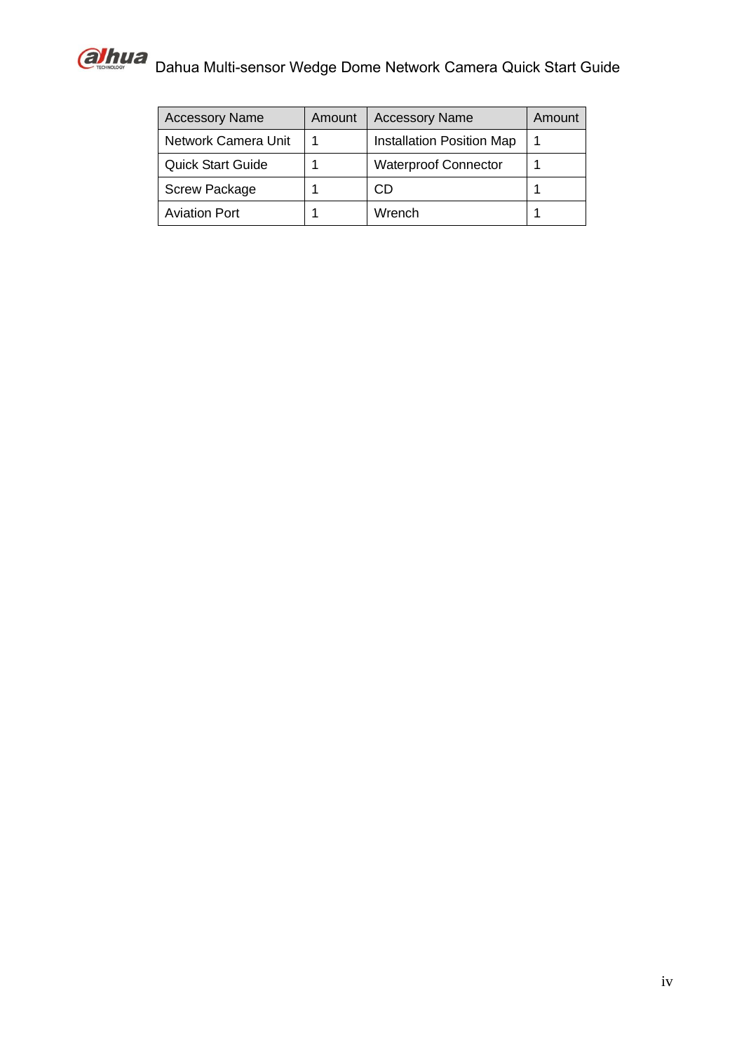| Accessory Name | Amount | Accessory Name | Amount |
| --- | --- | --- | --- |
| Network Camera Unit | 1 | Installation Position Map | 1 |
| Quick Start Guide | 1 | Waterproof Connector | 1 |
| Screw Package | 1 | CD | 1 |
| Aviation Port | 1 | Wrench | 1 |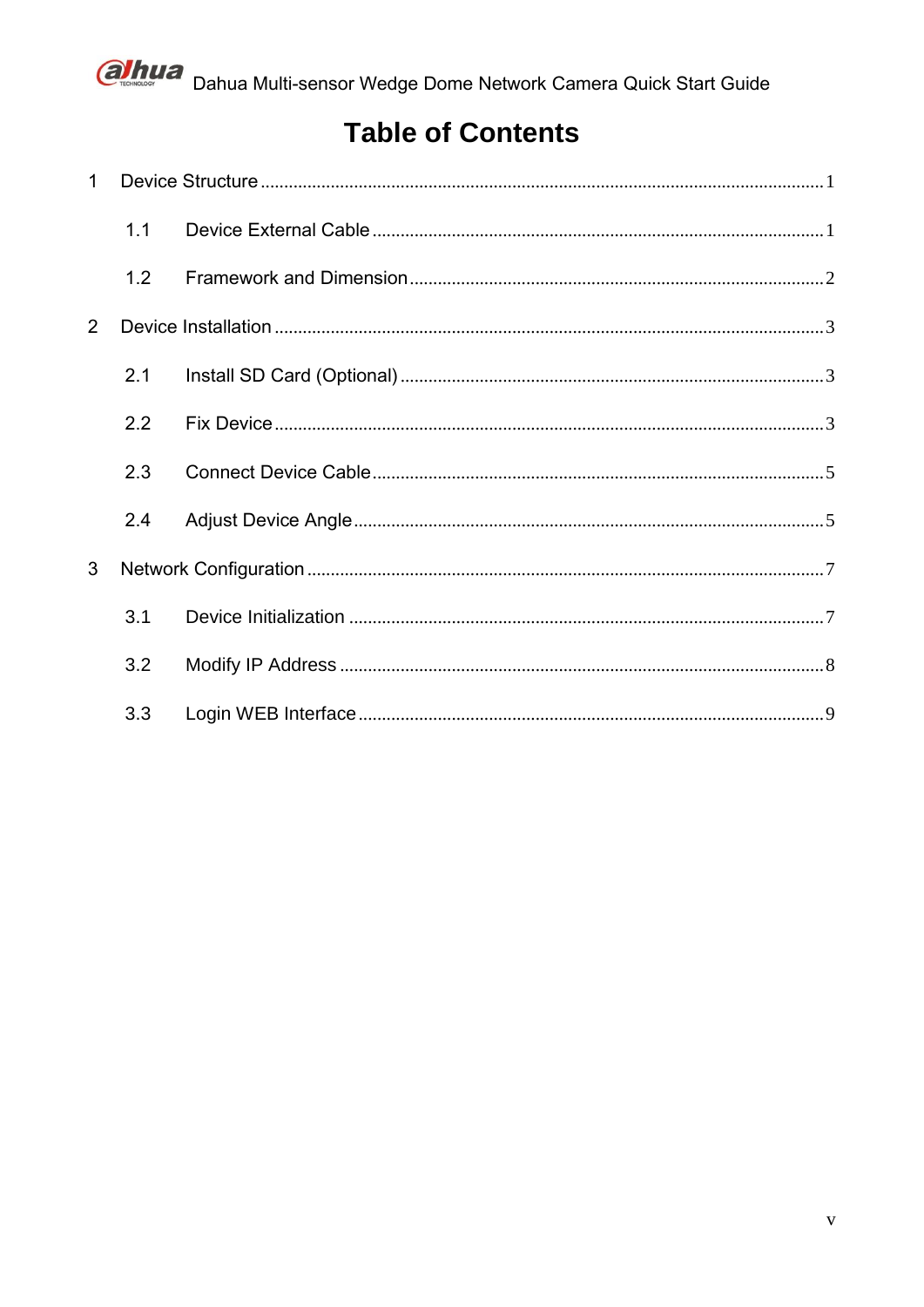# Table of Contents

1 Device Structure ........................................................................ 1

  1.1 Device External Cable ........................................................... 1

  1.2 Framework and Dimension ....................................................... 2

2 Device Installation ..................................................................... 3

  2.1 Install SD Card (Optional) ........................................................ 3

  2.2 Fix Device ............................................................................ 3

  2.3 Connect Device Cable .............................................................. 5

  2.4 Adjust Device Angle ................................................................ 5

3 Network Configuration ............................................................... 7

  3.1 Device Initialization ................................................................ 7

  3.2 Modify IP Address ................................................................... 8

  3.3 Login WEB Interface ................................................................ 9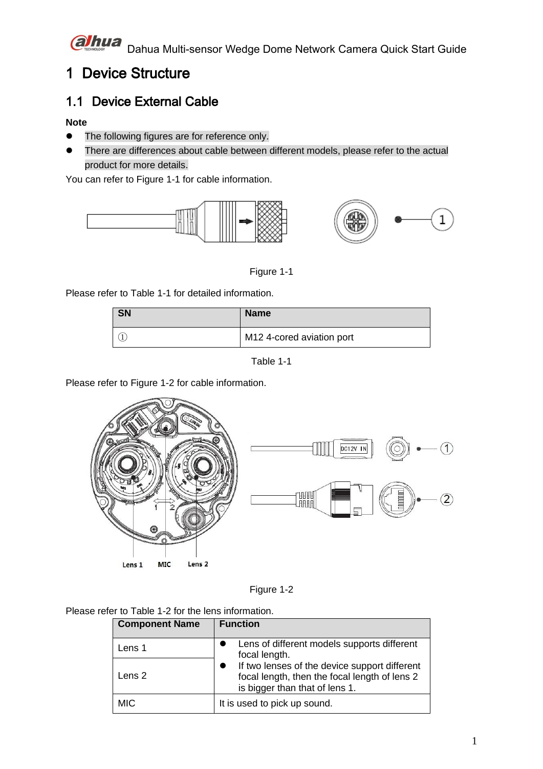# 1 Device Structure

## 1.1 Device External Cable

**Note**

- The following figures are for reference only.
- There are differences about cable between different models, please refer to the actual product for more details.

You can refer to Figure 1-1 for cable information.

Figure 1-1

Please refer to Table 1-1 for detailed information.

| SN | Name |
|---|---|
| ① | M12 4-cored aviation port |

Table 1-1

Please refer to Figure 1-2 for cable information.

Figure 1-2

Please refer to Table 1-2 for the lens information.

| Component Name | Function |
|---|---|
| Lens 1 | - Lens of different models supports different focal length.<br>- If two lenses of the device support different focal length, then the focal length of lens 2 is bigger than that of lens 1. |
| Lens 2 | |
| MIC | It is used to pick up sound. |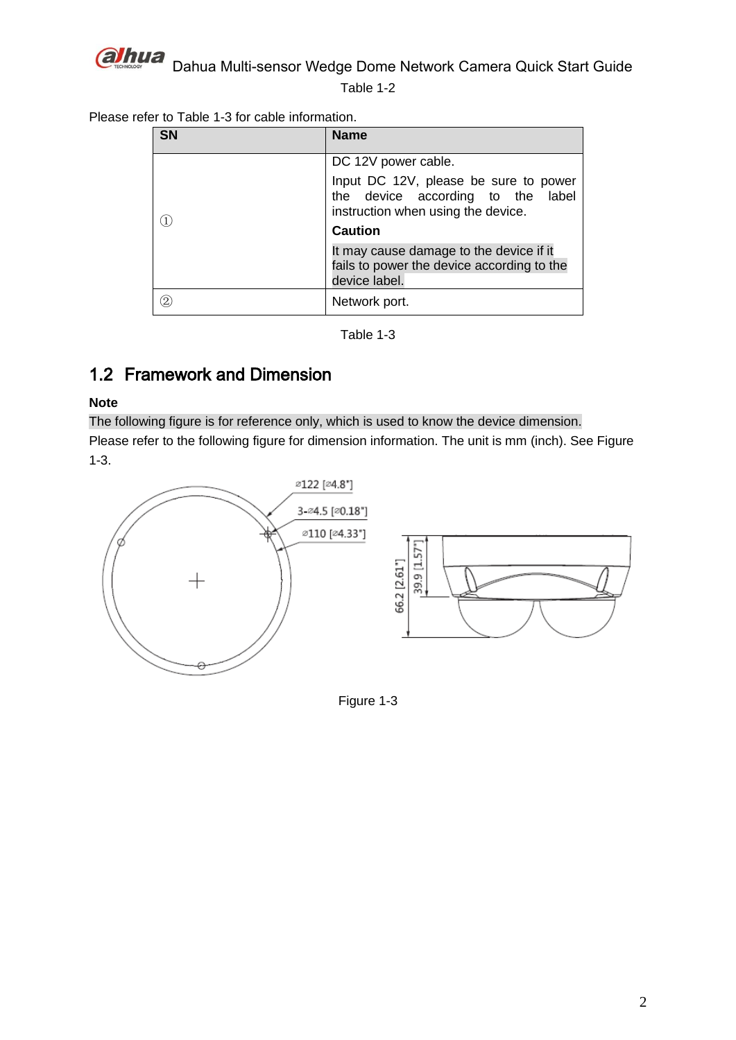Table 1-2

Please refer to Table 1-3 for cable information.

| SN | Name |
| --- | --- |
| ① | DC 12V power cable.<br>Input DC 12V, please be sure to power the device according to the label instruction when using the device.<br>**Caution**<br>It may cause damage to the device if it fails to power the device according to the device label. |
| ② | Network port. |

Table 1-3

## 1.2 Framework and Dimension

**Note**

The following figure is for reference only, which is used to know the device dimension.

Please refer to the following figure for dimension information. The unit is mm (inch). See Figure 1-3.

Figure 1-3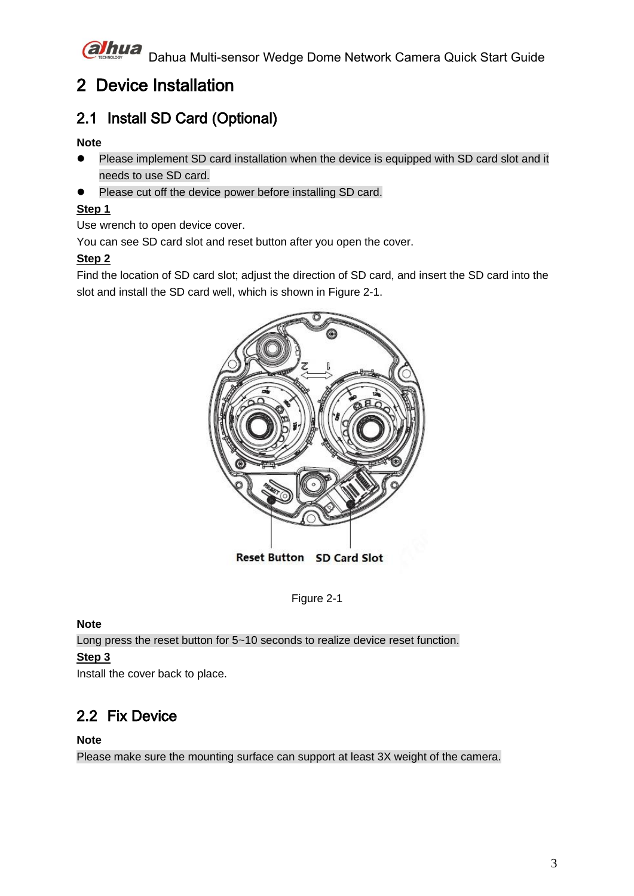# 2 Device Installation

## 2.1 Install SD Card (Optional)

**Note**

- Please implement SD card installation when the device is equipped with SD card slot and it needs to use SD card.
- Please cut off the device power before installing SD card.

**Step 1**

Use wrench to open device cover.

You can see SD card slot and reset button after you open the cover.

**Step 2**

Find the location of SD card slot; adjust the direction of SD card, and insert the SD card into the slot and install the SD card well, which is shown in Figure 2-1.

Reset Button SD Card Slot

Figure 2-1

**Note**

Long press the reset button for 5~10 seconds to realize device reset function.

**Step 3**

Install the cover back to place.

## 2.2 Fix Device

**Note**

Please make sure the mounting surface can support at least 3X weight of the camera.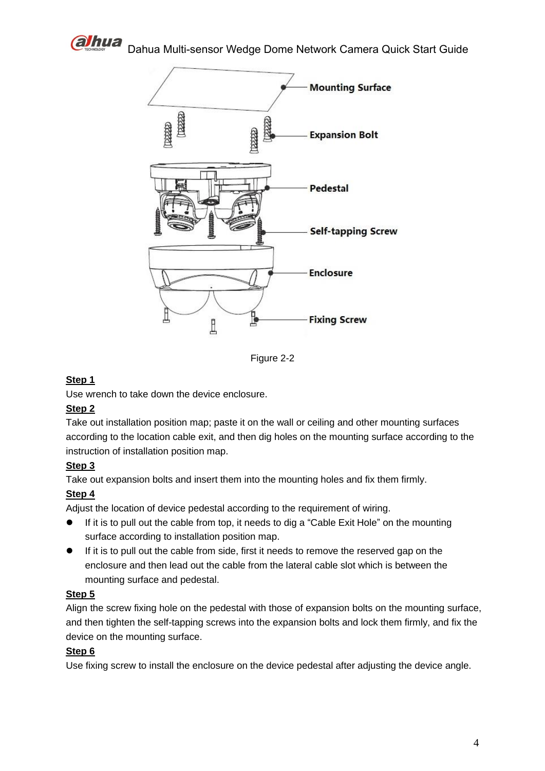Figure 2-2

**Step 1**

Use wrench to take down the device enclosure.

**Step 2**

Take out installation position map; paste it on the wall or ceiling and other mounting surfaces according to the location cable exit, and then dig holes on the mounting surface according to the instruction of installation position map.

**Step 3**

Take out expansion bolts and insert them into the mounting holes and fix them firmly.

**Step 4**

Adjust the location of device pedestal according to the requirement of wiring.

- If it is to pull out the cable from top, it needs to dig a "Cable Exit Hole" on the mounting surface according to installation position map.
- If it is to pull out the cable from side, first it needs to remove the reserved gap on the enclosure and then lead out the cable from the lateral cable slot which is between the mounting surface and pedestal.

**Step 5**

Align the screw fixing hole on the pedestal with those of expansion bolts on the mounting surface, and then tighten the self-tapping screws into the expansion bolts and lock them firmly, and fix the device on the mounting surface.

**Step 6**

Use fixing screw to install the enclosure on the device pedestal after adjusting the device angle.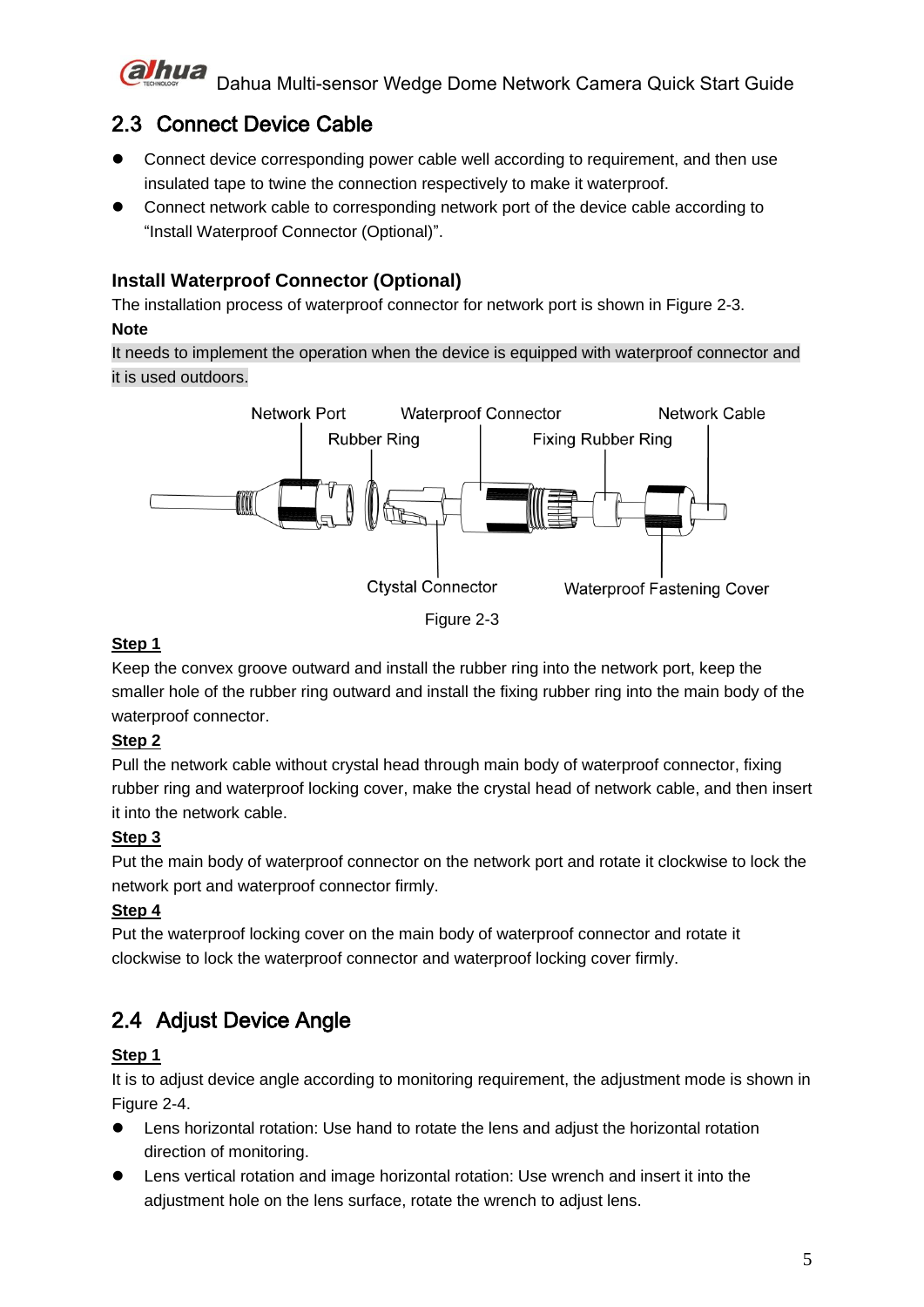## 2.3 Connect Device Cable

- Connect device corresponding power cable well according to requirement, and then use insulated tape to twine the connection respectively to make it waterproof.
- Connect network cable to corresponding network port of the device cable according to “Install Waterproof Connector (Optional)”.

### Install Waterproof Connector (Optional)

The installation process of waterproof connector for network port is shown in Figure 2-3.

**Note**

It needs to implement the operation when the device is equipped with waterproof connector and it is used outdoors.

Network Port Waterproof Connector Network Cable Rubber Ring Fixing Rubber Ring Ctystal Connector Waterproof Fastening Cover

Figure 2-3

**Step 1**

Keep the convex groove outward and install the rubber ring into the network port, keep the smaller hole of the rubber ring outward and install the fixing rubber ring into the main body of the waterproof connector.

**Step 2**

Pull the network cable without crystal head through main body of waterproof connector, fixing rubber ring and waterproof locking cover, make the crystal head of network cable, and then insert it into the network cable.

**Step 3**

Put the main body of waterproof connector on the network port and rotate it clockwise to lock the network port and waterproof connector firmly.

**Step 4**

Put the waterproof locking cover on the main body of waterproof connector and rotate it clockwise to lock the waterproof connector and waterproof locking cover firmly.

## 2.4 Adjust Device Angle

**Step 1**

It is to adjust device angle according to monitoring requirement, the adjustment mode is shown in Figure 2-4.

- Lens horizontal rotation: Use hand to rotate the lens and adjust the horizontal rotation direction of monitoring.
- Lens vertical rotation and image horizontal rotation: Use wrench and insert it into the adjustment hole on the lens surface, rotate the wrench to adjust lens.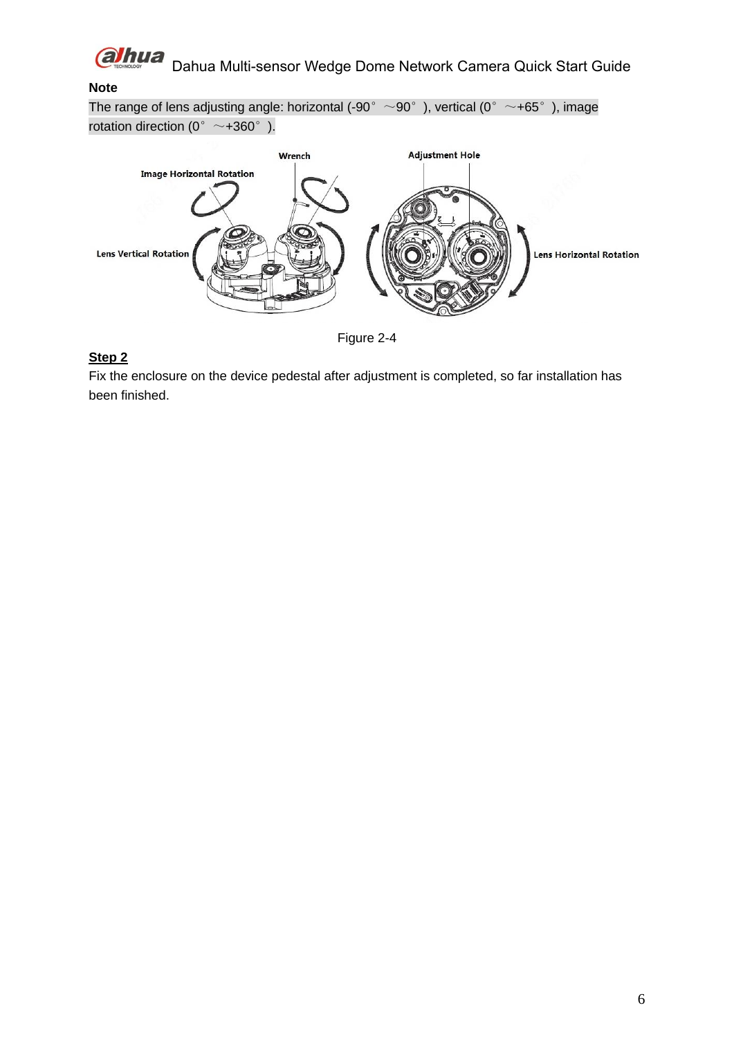**Note**

The range of lens adjusting angle: horizontal (-90° ~90° ), vertical (0° ~+65° ), image rotation direction (0° ~+360° ).

Figure 2-4

**Step 2**

Fix the enclosure on the device pedestal after adjustment is completed, so far installation has been finished.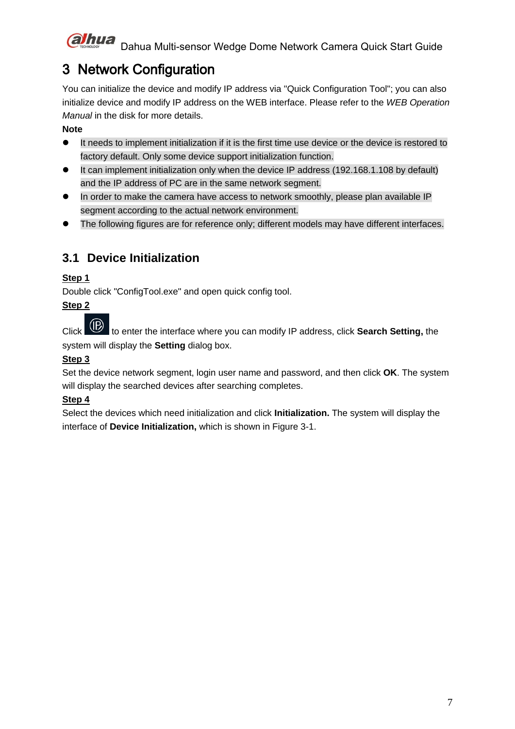# 3 Network Configuration

You can initialize the device and modify IP address via "Quick Configuration Tool"; you can also initialize device and modify IP address on the WEB interface. Please refer to the *WEB Operation Manual* in the disk for more details.

**Note**

- It needs to implement initialization if it is the first time use device or the device is restored to factory default. Only some device support initialization function.
- It can implement initialization only when the device IP address (192.168.1.108 by default) and the IP address of PC are in the same network segment.
- In order to make the camera have access to network smoothly, please plan available IP segment according to the actual network environment.
- The following figures are for reference only; different models may have different interfaces.

## 3.1 Device Initialization

**Step 1**

Double click "ConfigTool.exe" and open quick config tool.

**Step 2**

Click  to enter the interface where you can modify IP address, click **Search Setting,** the system will display the **Setting** dialog box.

**Step 3**

Set the device network segment, login user name and password, and then click **OK**. The system will display the searched devices after searching completes.

**Step 4**

Select the devices which need initialization and click **Initialization.** The system will display the interface of **Device Initialization,** which is shown in Figure 3-1.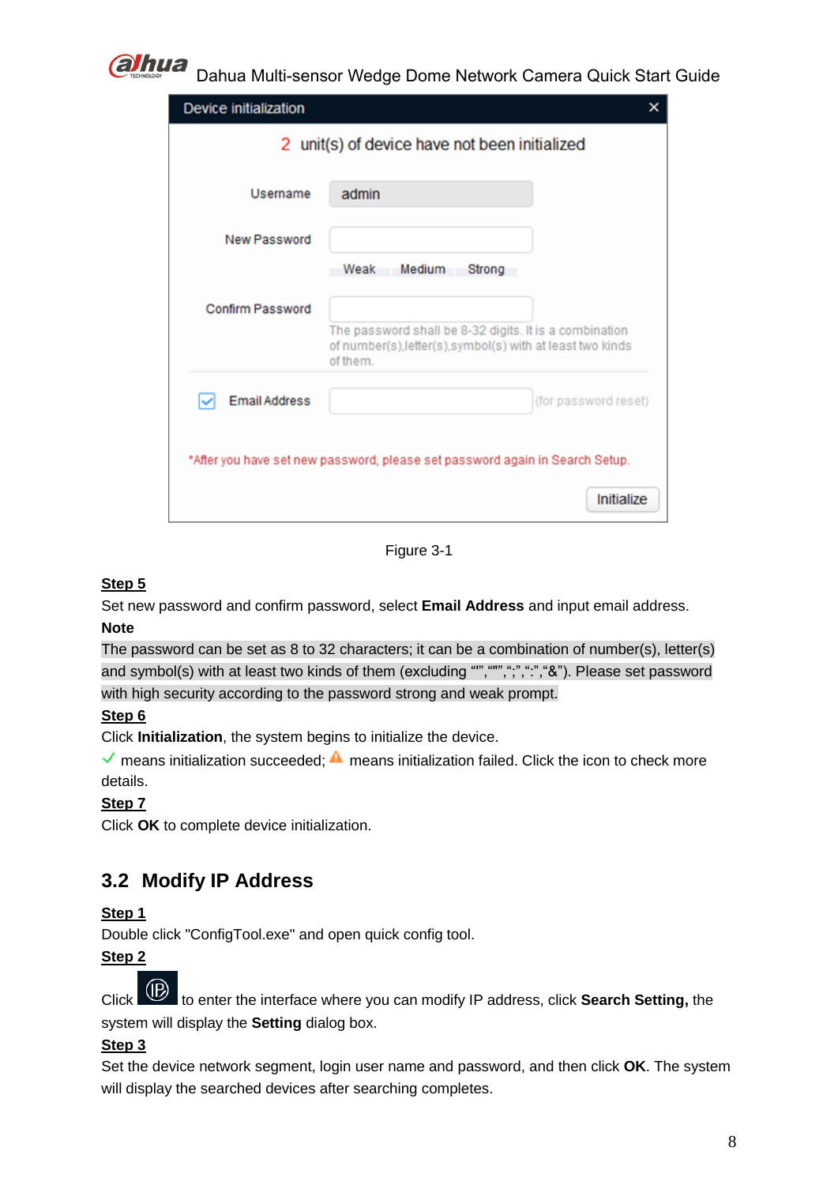Figure 3-1

**Step 5**

Set new password and confirm password, select **Email Address** and input email address.

**Note**

The password can be set as 8 to 32 characters; it can be a combination of number(s), letter(s) and symbol(s) with at least two kinds of them (excluding "'","""",";",":","&"). Please set password with high security according to the password strong and weak prompt.

**Step 6**

Click **Initialization**, the system begins to initialize the device.

✓ means initialization succeeded; ⚠ means initialization failed. Click the icon to check more details.

**Step 7**

Click **OK** to complete device initialization.

## 3.2 Modify IP Address

**Step 1**

Double click "ConfigTool.exe" and open quick config tool.

**Step 2**

Click  to enter the interface where you can modify IP address, click **Search Setting,** the system will display the **Setting** dialog box.

**Step 3**

Set the device network segment, login user name and password, and then click **OK**. The system will display the searched devices after searching completes.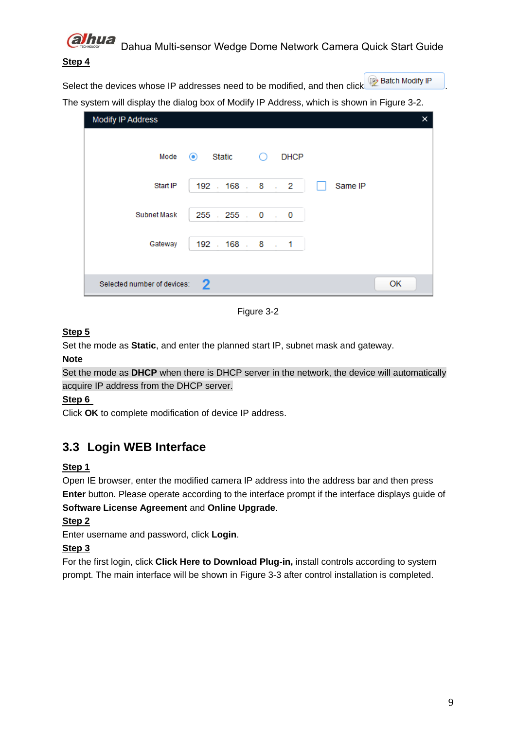**Step 4**

Select the devices whose IP addresses need to be modified, and then click Batch Modify IP.

The system will display the dialog box of Modify IP Address, which is shown in Figure 3-2.

Figure 3-2

**Step 5**

Set the mode as **Static**, and enter the planned start IP, subnet mask and gateway.

**Note**

Set the mode as **DHCP** when there is DHCP server in the network, the device will automatically acquire IP address from the DHCP server.

**Step 6**

Click **OK** to complete modification of device IP address.

## 3.3 Login WEB Interface

**Step 1**

Open IE browser, enter the modified camera IP address into the address bar and then press **Enter** button. Please operate according to the interface prompt if the interface displays guide of **Software License Agreement** and **Online Upgrade**.

**Step 2**

Enter username and password, click **Login**.

**Step 3**

For the first login, click **Click Here to Download Plug-in,** install controls according to system prompt. The main interface will be shown in Figure 3-3 after control installation is completed.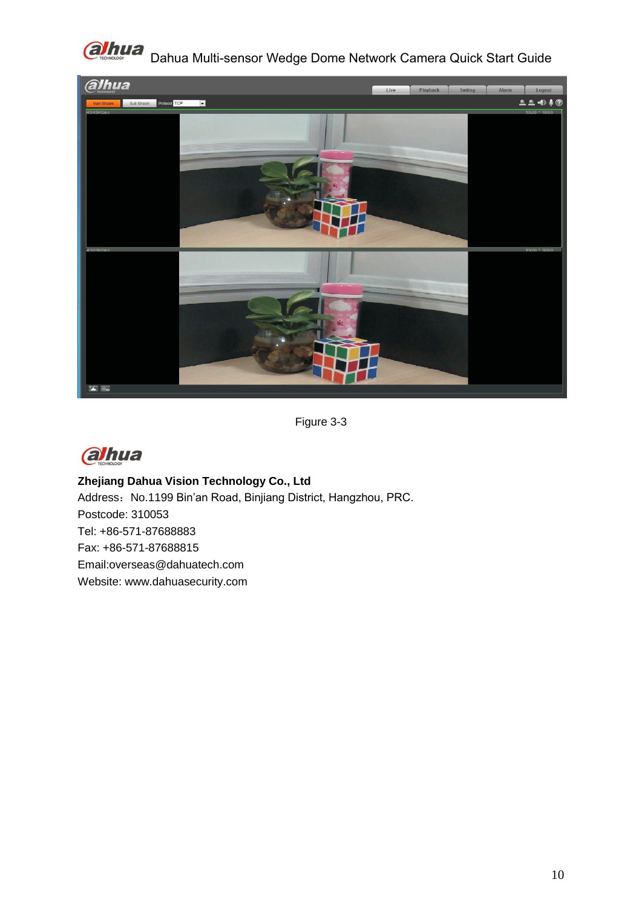Figure 3-3

**Zhejiang Dahua Vision Technology Co., Ltd**

Address：No.1199 Bin'an Road, Binjiang District, Hangzhou, PRC.

Postcode: 310053

Tel: +86-571-87688883

Fax: +86-571-87688815

Email:overseas@dahuatech.com

Website: www.dahuasecurity.com